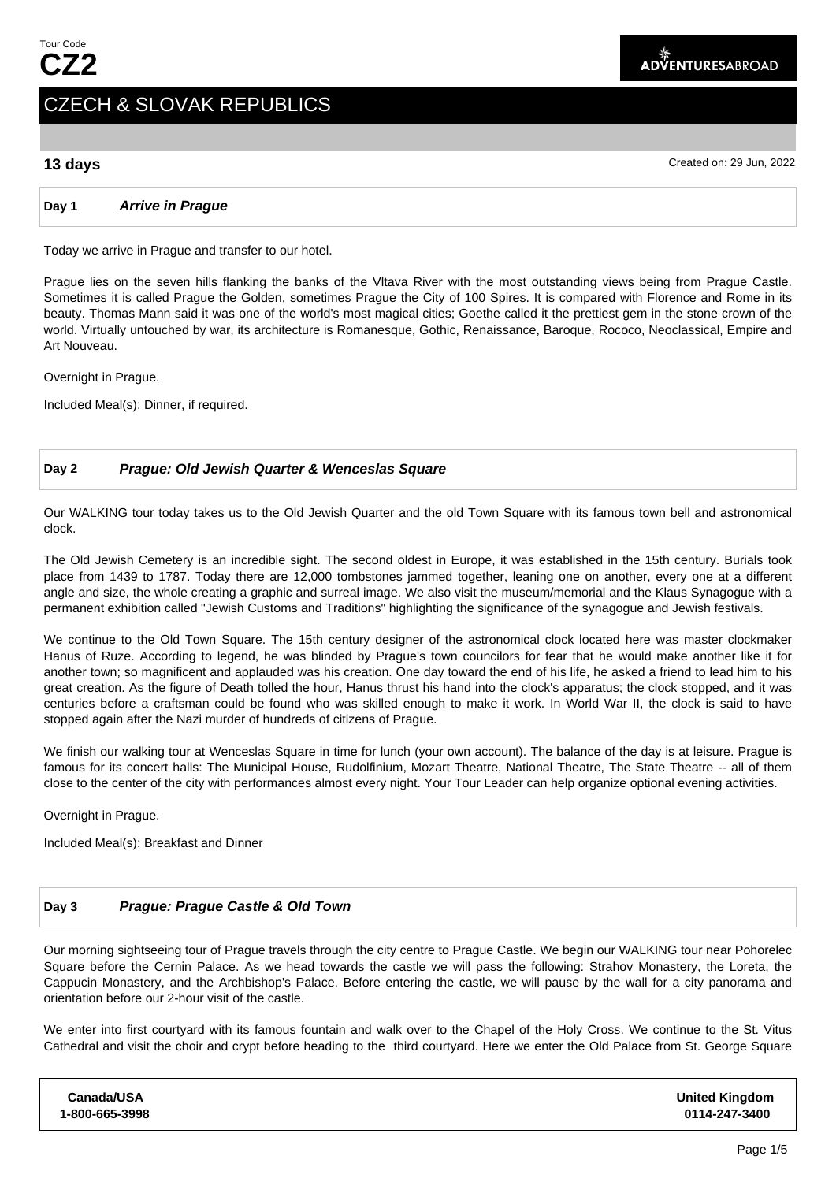Tour Code
**CZ2**

ADVENTURESABROAD

# CZECH & SLOVAK REPUBLICS

**13 days**

Created on: 29 Jun, 2022

## Day 1 *Arrive in Prague*

Today we arrive in Prague and transfer to our hotel.

Prague lies on the seven hills flanking the banks of the Vltava River with the most outstanding views being from Prague Castle. Sometimes it is called Prague the Golden, sometimes Prague the City of 100 Spires. It is compared with Florence and Rome in its beauty. Thomas Mann said it was one of the world's most magical cities; Goethe called it the prettiest gem in the stone crown of the world. Virtually untouched by war, its architecture is Romanesque, Gothic, Renaissance, Baroque, Rococo, Neoclassical, Empire and Art Nouveau.

Overnight in Prague.

Included Meal(s): Dinner, if required.

## Day 2 *Prague: Old Jewish Quarter & Wenceslas Square*

Our WALKING tour today takes us to the Old Jewish Quarter and the old Town Square with its famous town bell and astronomical clock.

The Old Jewish Cemetery is an incredible sight. The second oldest in Europe, it was established in the 15th century. Burials took place from 1439 to 1787. Today there are 12,000 tombstones jammed together, leaning one on another, every one at a different angle and size, the whole creating a graphic and surreal image. We also visit the museum/memorial and the Klaus Synagogue with a permanent exhibition called "Jewish Customs and Traditions" highlighting the significance of the synagogue and Jewish festivals.

We continue to the Old Town Square. The 15th century designer of the astronomical clock located here was master clockmaker Hanus of Ruze. According to legend, he was blinded by Prague's town councilors for fear that he would make another like it for another town; so magnificent and applauded was his creation. One day toward the end of his life, he asked a friend to lead him to his great creation. As the figure of Death tolled the hour, Hanus thrust his hand into the clock's apparatus; the clock stopped, and it was centuries before a craftsman could be found who was skilled enough to make it work. In World War II, the clock is said to have stopped again after the Nazi murder of hundreds of citizens of Prague.

We finish our walking tour at Wenceslas Square in time for lunch (your own account). The balance of the day is at leisure. Prague is famous for its concert halls: The Municipal House, Rudolfinium, Mozart Theatre, National Theatre, The State Theatre -- all of them close to the center of the city with performances almost every night. Your Tour Leader can help organize optional evening activities.

Overnight in Prague.

Included Meal(s): Breakfast and Dinner

## Day 3 *Prague: Prague Castle & Old Town*

Our morning sightseeing tour of Prague travels through the city centre to Prague Castle. We begin our WALKING tour near Pohorelec Square before the Cernin Palace. As we head towards the castle we will pass the following: Strahov Monastery, the Loreta, the Cappucin Monastery, and the Archbishop's Palace. Before entering the castle, we will pause by the wall for a city panorama and orientation before our 2-hour visit of the castle.

We enter into first courtyard with its famous fountain and walk over to the Chapel of the Holy Cross. We continue to the St. Vitus Cathedral and visit the choir and crypt before heading to the third courtyard. Here we enter the Old Palace from St. George Square

| Canada/USA | United Kingdom |
|---|---|
| 1-800-665-3998 | 0114-247-3400 |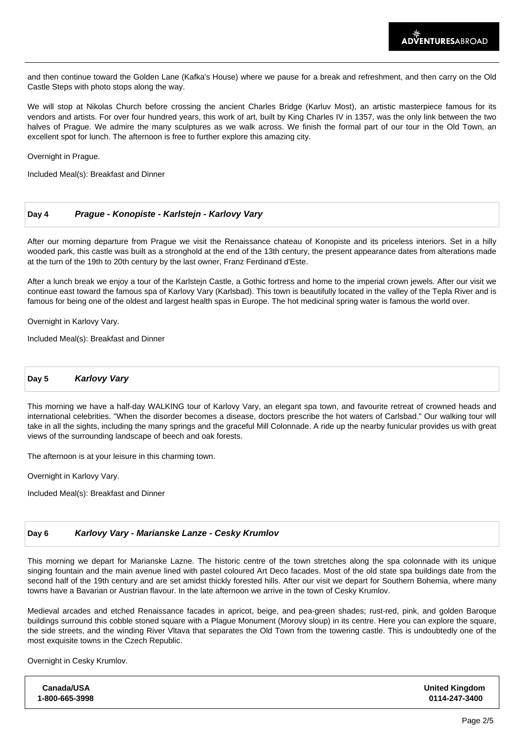and then continue toward the Golden Lane (Kafka's House) where we pause for a break and refreshment, and then carry on the Old Castle Steps with photo stops along the way.

We will stop at Nikolas Church before crossing the ancient Charles Bridge (Karluv Most), an artistic masterpiece famous for its vendors and artists. For over four hundred years, this work of art, built by King Charles IV in 1357, was the only link between the two halves of Prague. We admire the many sculptures as we walk across. We finish the formal part of our tour in the Old Town, an excellent spot for lunch. The afternoon is free to further explore this amazing city.

Overnight in Prague.

Included Meal(s): Breakfast and Dinner

### Day 4 *Prague - Konopiste - Karlstejn - Karlovy Vary*

After our morning departure from Prague we visit the Renaissance chateau of Konopiste and its priceless interiors. Set in a hilly wooded park, this castle was built as a stronghold at the end of the 13th century, the present appearance dates from alterations made at the turn of the 19th to 20th century by the last owner, Franz Ferdinand d'Este.

After a lunch break we enjoy a tour of the Karlstejn Castle, a Gothic fortress and home to the imperial crown jewels. After our visit we continue east toward the famous spa of Karlovy Vary (Karlsbad). This town is beautifully located in the valley of the Tepla River and is famous for being one of the oldest and largest health spas in Europe. The hot medicinal spring water is famous the world over.

Overnight in Karlovy Vary.

Included Meal(s): Breakfast and Dinner

### Day 5 *Karlovy Vary*

This morning we have a half-day WALKING tour of Karlovy Vary, an elegant spa town, and favourite retreat of crowned heads and international celebrities. "When the disorder becomes a disease, doctors prescribe the hot waters of Carlsbad." Our walking tour will take in all the sights, including the many springs and the graceful Mill Colonnade. A ride up the nearby funicular provides us with great views of the surrounding landscape of beech and oak forests.

The afternoon is at your leisure in this charming town.

Overnight in Karlovy Vary.

Included Meal(s): Breakfast and Dinner

### Day 6 *Karlovy Vary - Marianske Lanze - Cesky Krumlov*

This morning we depart for Marianske Lazne. The historic centre of the town stretches along the spa colonnade with its unique singing fountain and the main avenue lined with pastel coloured Art Deco facades. Most of the old state spa buildings date from the second half of the 19th century and are set amidst thickly forested hills. After our visit we depart for Southern Bohemia, where many towns have a Bavarian or Austrian flavour. In the late afternoon we arrive in the town of Cesky Krumlov.

Medieval arcades and etched Renaissance facades in apricot, beige, and pea-green shades; rust-red, pink, and golden Baroque buildings surround this cobble stoned square with a Plague Monument (Morovy sloup) in its centre. Here you can explore the square, the side streets, and the winding River Vltava that separates the Old Town from the towering castle. This is undoubtedly one of the most exquisite towns in the Czech Republic.

Overnight in Cesky Krumlov.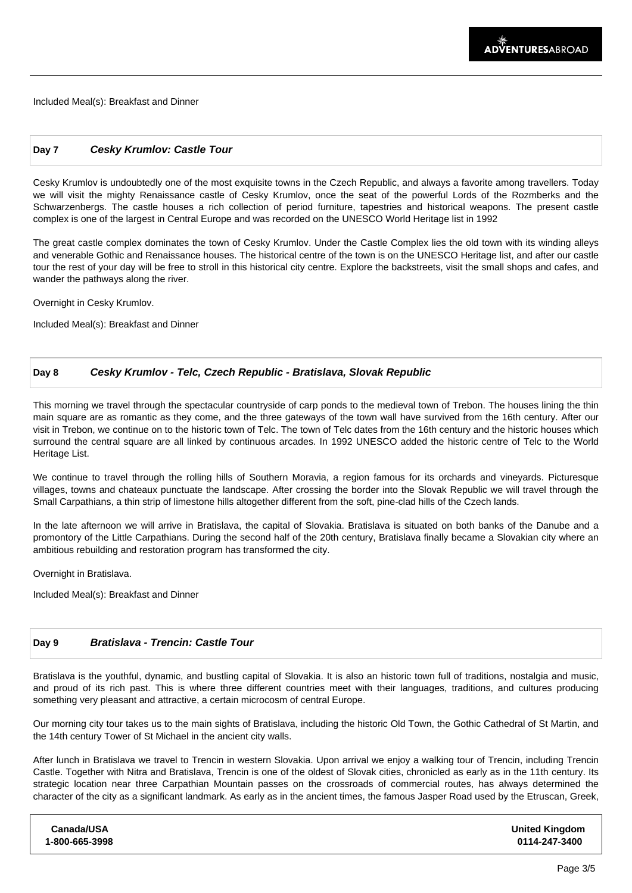Included Meal(s): Breakfast and Dinner

## Day 7 *Cesky Krumlov: Castle Tour*

Cesky Krumlov is undoubtedly one of the most exquisite towns in the Czech Republic, and always a favorite among travellers. Today we will visit the mighty Renaissance castle of Cesky Krumlov, once the seat of the powerful Lords of the Rozmberks and the Schwarzenbergs. The castle houses a rich collection of period furniture, tapestries and historical weapons. The present castle complex is one of the largest in Central Europe and was recorded on the UNESCO World Heritage list in 1992

The great castle complex dominates the town of Cesky Krumlov. Under the Castle Complex lies the old town with its winding alleys and venerable Gothic and Renaissance houses. The historical centre of the town is on the UNESCO Heritage list, and after our castle tour the rest of your day will be free to stroll in this historical city centre. Explore the backstreets, visit the small shops and cafes, and wander the pathways along the river.

Overnight in Cesky Krumlov.

Included Meal(s): Breakfast and Dinner

## Day 8 *Cesky Krumlov - Telc, Czech Republic - Bratislava, Slovak Republic*

This morning we travel through the spectacular countryside of carp ponds to the medieval town of Trebon. The houses lining the thin main square are as romantic as they come, and the three gateways of the town wall have survived from the 16th century. After our visit in Trebon, we continue on to the historic town of Telc. The town of Telc dates from the 16th century and the historic houses which surround the central square are all linked by continuous arcades. In 1992 UNESCO added the historic centre of Telc to the World Heritage List.

We continue to travel through the rolling hills of Southern Moravia, a region famous for its orchards and vineyards. Picturesque villages, towns and chateaux punctuate the landscape. After crossing the border into the Slovak Republic we will travel through the Small Carpathians, a thin strip of limestone hills altogether different from the soft, pine-clad hills of the Czech lands.

In the late afternoon we will arrive in Bratislava, the capital of Slovakia. Bratislava is situated on both banks of the Danube and a promontory of the Little Carpathians. During the second half of the 20th century, Bratislava finally became a Slovakian city where an ambitious rebuilding and restoration program has transformed the city.

Overnight in Bratislava.

Included Meal(s): Breakfast and Dinner

## Day 9 *Bratislava - Trencin: Castle Tour*

Bratislava is the youthful, dynamic, and bustling capital of Slovakia. It is also an historic town full of traditions, nostalgia and music, and proud of its rich past. This is where three different countries meet with their languages, traditions, and cultures producing something very pleasant and attractive, a certain microcosm of central Europe.

Our morning city tour takes us to the main sights of Bratislava, including the historic Old Town, the Gothic Cathedral of St Martin, and the 14th century Tower of St Michael in the ancient city walls.

After lunch in Bratislava we travel to Trencin in western Slovakia. Upon arrival we enjoy a walking tour of Trencin, including Trencin Castle. Together with Nitra and Bratislava, Trencin is one of the oldest of Slovak cities, chronicled as early as in the 11th century. Its strategic location near three Carpathian Mountain passes on the crossroads of commercial routes, has always determined the character of the city as a significant landmark. As early as in the ancient times, the famous Jasper Road used by the Etruscan, Greek,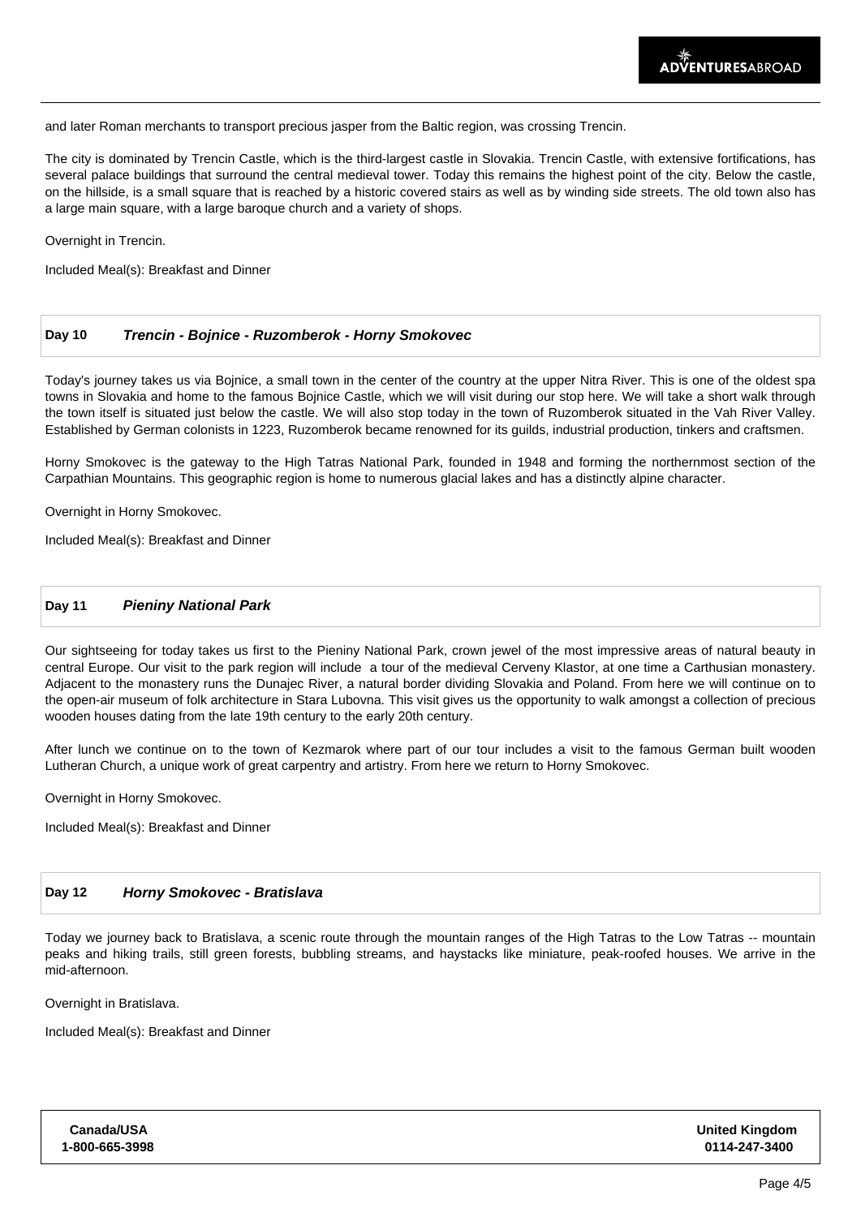and later Roman merchants to transport precious jasper from the Baltic region, was crossing Trencin.

The city is dominated by Trencin Castle, which is the third-largest castle in Slovakia. Trencin Castle, with extensive fortifications, has several palace buildings that surround the central medieval tower. Today this remains the highest point of the city. Below the castle, on the hillside, is a small square that is reached by a historic covered stairs as well as by winding side streets. The old town also has a large main square, with a large baroque church and a variety of shops.

Overnight in Trencin.

Included Meal(s): Breakfast and Dinner

## Day 10 *Trencin - Bojnice - Ruzomberok - Horny Smokovec*

Today's journey takes us via Bojnice, a small town in the center of the country at the upper Nitra River. This is one of the oldest spa towns in Slovakia and home to the famous Bojnice Castle, which we will visit during our stop here. We will take a short walk through the town itself is situated just below the castle. We will also stop today in the town of Ruzomberok situated in the Vah River Valley. Established by German colonists in 1223, Ruzomberok became renowned for its guilds, industrial production, tinkers and craftsmen.

Horny Smokovec is the gateway to the High Tatras National Park, founded in 1948 and forming the northernmost section of the Carpathian Mountains. This geographic region is home to numerous glacial lakes and has a distinctly alpine character.

Overnight in Horny Smokovec.

Included Meal(s): Breakfast and Dinner

## Day 11 *Pieniny National Park*

Our sightseeing for today takes us first to the Pieniny National Park, crown jewel of the most impressive areas of natural beauty in central Europe. Our visit to the park region will include a tour of the medieval Cerveny Klastor, at one time a Carthusian monastery. Adjacent to the monastery runs the Dunajec River, a natural border dividing Slovakia and Poland. From here we will continue on to the open-air museum of folk architecture in Stara Lubovna. This visit gives us the opportunity to walk amongst a collection of precious wooden houses dating from the late 19th century to the early 20th century.

After lunch we continue on to the town of Kezmarok where part of our tour includes a visit to the famous German built wooden Lutheran Church, a unique work of great carpentry and artistry. From here we return to Horny Smokovec.

Overnight in Horny Smokovec.

Included Meal(s): Breakfast and Dinner

## Day 12 *Horny Smokovec - Bratislava*

Today we journey back to Bratislava, a scenic route through the mountain ranges of the High Tatras to the Low Tatras -- mountain peaks and hiking trails, still green forests, bubbling streams, and haystacks like miniature, peak-roofed houses. We arrive in the mid-afternoon.

Overnight in Bratislava.

Included Meal(s): Breakfast and Dinner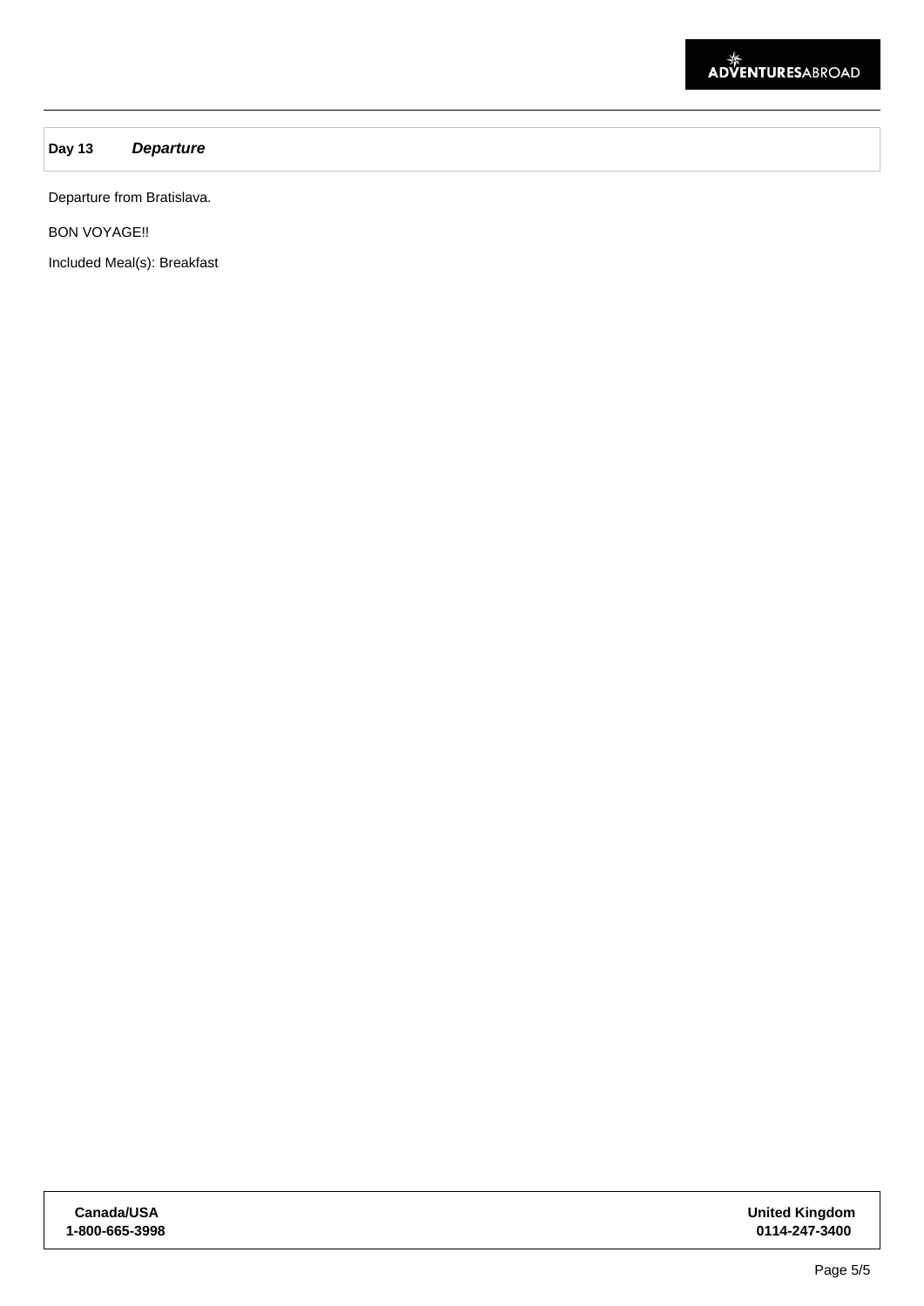**Day 13** ***Departure***

Departure from Bratislava.

BON VOYAGE!!

Included Meal(s): Breakfast

**Canada/USA**
**1-800-665-3998**

**United Kingdom**
**0114-247-3400**